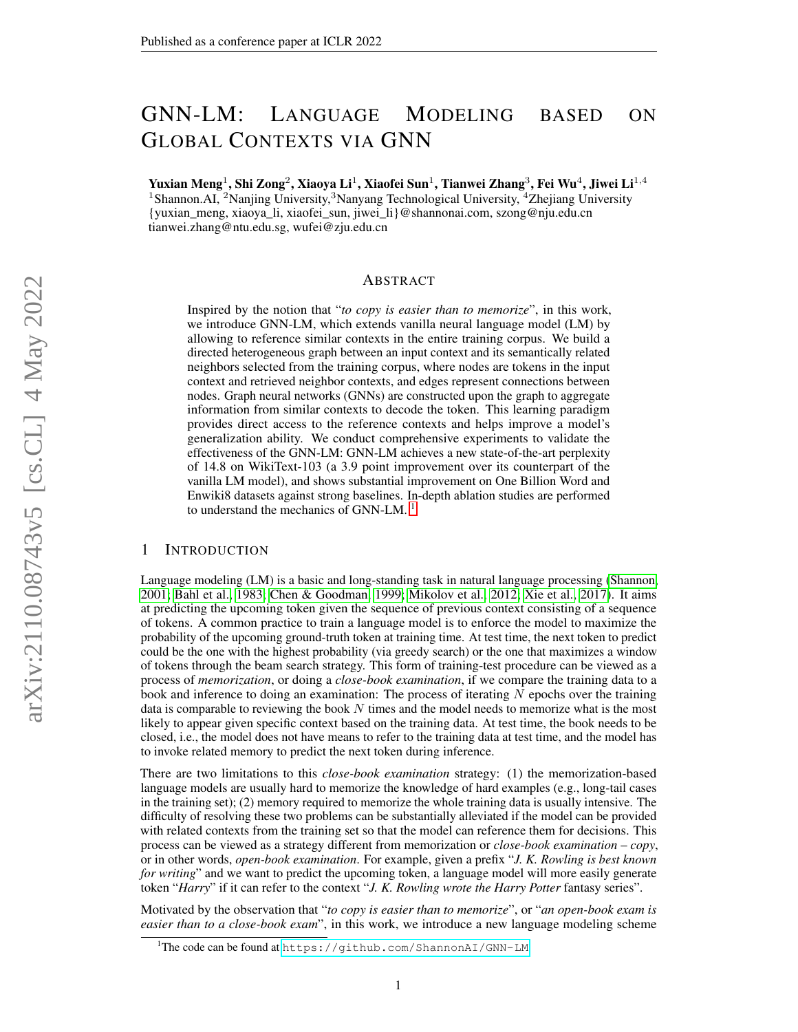# GNN-LM: Language Modeling based on Global Contexts via GNN

**Yuxian Meng**[1], **Shi Zong**[2], **Xiaoya Li**[1], **Xiaofei Sun**[1], **Tianwei Zhang**[3], **Fei Wu**[4], **Jiwei Li**[1,4]
[1]Shannon.AI, [2]Nanjing University,[3]Nanyang Technological University, [4]Zhejiang University
{yuxian_meng, xiaoya_li, xiaofei_sun, jiwei_li}@shannonai.com, szong@nju.edu.cn
tianwei.zhang@ntu.edu.sg, wufei@zju.edu.cn

## Abstract

Inspired by the notion that "*to copy is easier than to memorize*", in this work, we introduce GNN-LM, which extends vanilla neural language model (LM) by allowing to reference similar contexts in the entire training corpus. We build a directed heterogeneous graph between an input context and its semantically related neighbors selected from the training corpus, where nodes are tokens in the input context and retrieved neighbor contexts, and edges represent connections between nodes. Graph neural networks (GNNs) are constructed upon the graph to aggregate information from similar contexts to decode the token. This learning paradigm provides direct access to the reference contexts and helps improve a model's generalization ability. We conduct comprehensive experiments to validate the effectiveness of the GNN-LM: GNN-LM achieves a new state-of-the-art perplexity of 14.8 on WikiText-103 (a 3.9 point improvement over its counterpart of the vanilla LM model), and shows substantial improvement on One Billion Word and Enwiki8 datasets against strong baselines. In-depth ablation studies are performed to understand the mechanics of GNN-LM. [1]

## 1 Introduction

Language modeling (LM) is a basic and long-standing task in natural language processing (Shannon, 2001; Bahl et al., 1983; Chen & Goodman, 1999; Mikolov et al., 2012; Xie et al., 2017). It aims at predicting the upcoming token given the sequence of previous context consisting of a sequence of tokens. A common practice to train a language model is to enforce the model to maximize the probability of the upcoming ground-truth token at training time. At test time, the next token to predict could be the one with the highest probability (via greedy search) or the one that maximizes a window of tokens through the beam search strategy. This form of training-test procedure can be viewed as a process of *memorization*, or doing a *close-book examination*, if we compare the training data to a book and inference to doing an examination: The process of iterating $N$ epochs over the training data is comparable to reviewing the book $N$ times and the model needs to memorize what is the most likely to appear given specific context based on the training data. At test time, the book needs to be closed, i.e., the model does not have means to refer to the training data at test time, and the model has to invoke related memory to predict the next token during inference.

There are two limitations to this *close-book examination* strategy: (1) the memorization-based language models are usually hard to memorize the knowledge of hard examples (e.g., long-tail cases in the training set); (2) memory required to memorize the whole training data is usually intensive. The difficulty of resolving these two problems can be substantially alleviated if the model can be provided with related contexts from the training set so that the model can reference them for decisions. This process can be viewed as a strategy different from memorization or *close-book examination* – *copy*, or in other words, *open-book examination*. For example, given a prefix "*J. K. Rowling is best known for writing*" and we want to predict the upcoming token, a language model will more easily generate token "*Harry*" if it can refer to the context "*J. K. Rowling wrote the Harry Potter* fantasy series".

Motivated by the observation that "*to copy is easier than to memorize*", or "*an open-book exam is easier than to a close-book exam*", in this work, we introduce a new language modeling scheme

[1]The code can be found at https://github.com/ShannonAI/GNN-LM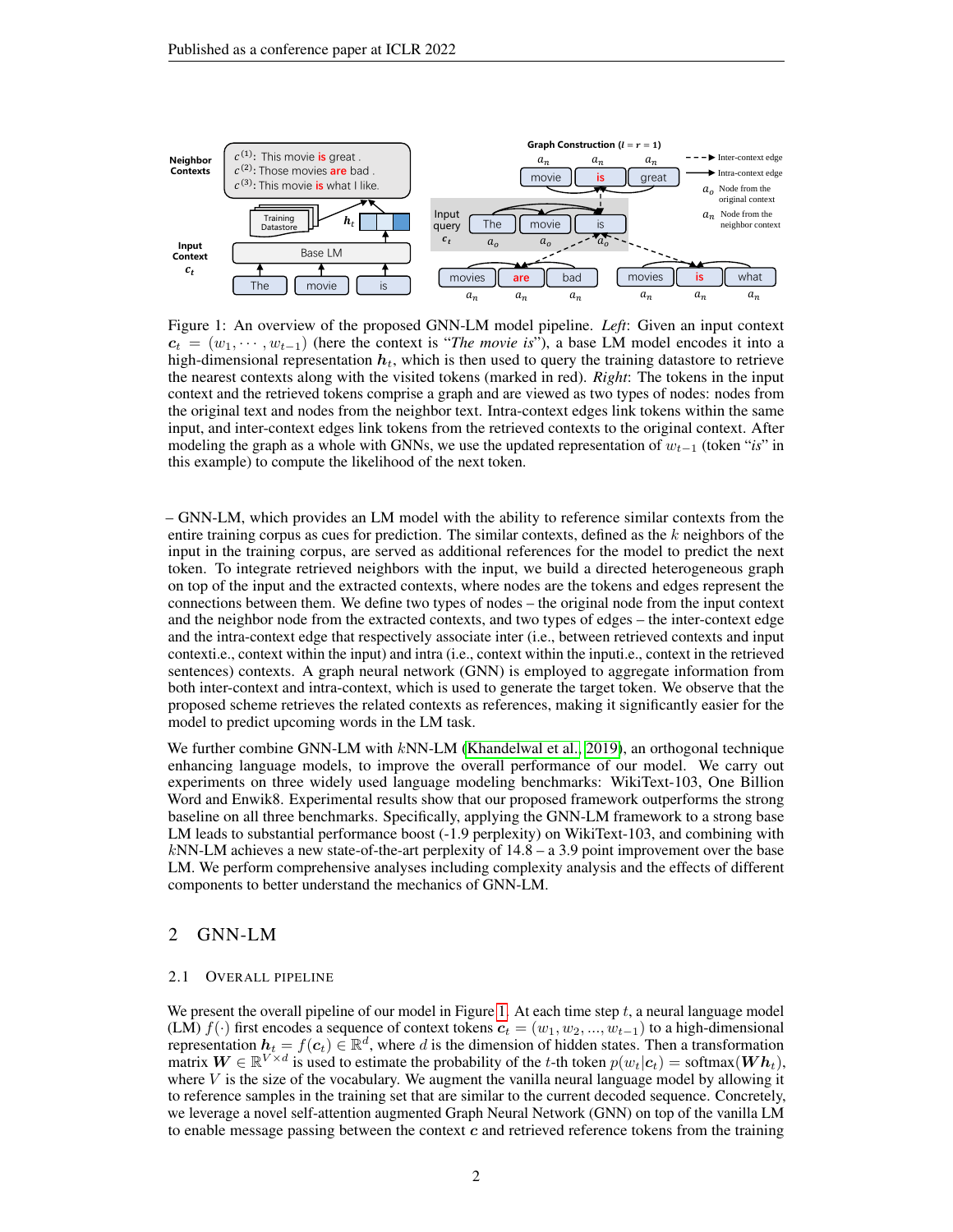Figure 1: An overview of the proposed GNN-LM model pipeline. *Left*: Given an input context $\boldsymbol{c}_t = (w_1, \cdots, w_{t-1})$ (here the context is "*The movie is*"), a base LM model encodes it into a high-dimensional representation $\boldsymbol{h}_t$, which is then used to query the training datastore to retrieve the nearest contexts along with the visited tokens (marked in red). *Right*: The tokens in the input context and the retrieved tokens comprise a graph and are viewed as two types of nodes: nodes from the original text and nodes from the neighbor text. Intra-context edges link tokens within the same input, and inter-context edges link tokens from the retrieved contexts to the original context. After modeling the graph as a whole with GNNs, we use the updated representation of $w_{t-1}$ (token "*is*" in this example) to compute the likelihood of the next token.

– GNN-LM, which provides an LM model with the ability to reference similar contexts from the entire training corpus as cues for prediction. The similar contexts, defined as the $k$ neighbors of the input in the training corpus, are served as additional references for the model to predict the next token. To integrate retrieved neighbors with the input, we build a directed heterogeneous graph on top of the input and the extracted contexts, where nodes are the tokens and edges represent the connections between them. We define two types of nodes – the original node from the input context and the neighbor node from the extracted contexts, and two types of edges – the inter-context edge and the intra-context edge that respectively associate inter (i.e., between retrieved contexts and input contexti.e., context within the input) and intra (i.e., context within the inputi.e., context in the retrieved sentences) contexts. A graph neural network (GNN) is employed to aggregate information from both inter-context and intra-context, which is used to generate the target token. We observe that the proposed scheme retrieves the related contexts as references, making it significantly easier for the model to predict upcoming words in the LM task.

We further combine GNN-LM with $k$NN-LM (Khandelwal et al., 2019), an orthogonal technique enhancing language models, to improve the overall performance of our model. We carry out experiments on three widely used language modeling benchmarks: WikiText-103, One Billion Word and Enwik8. Experimental results show that our proposed framework outperforms the strong baseline on all three benchmarks. Specifically, applying the GNN-LM framework to a strong base LM leads to substantial performance boost (-1.9 perplexity) on WikiText-103, and combining with $k$NN-LM achieves a new state-of-the-art perplexity of 14.8 – a 3.9 point improvement over the base LM. We perform comprehensive analyses including complexity analysis and the effects of different components to better understand the mechanics of GNN-LM.

## 2 GNN-LM

### 2.1 Overall Pipeline

We present the overall pipeline of our model in Figure 1. At each time step $t$, a neural language model (LM) $f(\cdot)$ first encodes a sequence of context tokens $\boldsymbol{c}_t = (w_1, w_2, ..., w_{t-1})$ to a high-dimensional representation $\boldsymbol{h}_t = f(\boldsymbol{c}_t) \in \mathbb{R}^d$, where $d$ is the dimension of hidden states. Then a transformation matrix $\boldsymbol{W} \in \mathbb{R}^{V \times d}$ is used to estimate the probability of the $t$-th token $p(w_t|\boldsymbol{c}_t) = \text{softmax}(\boldsymbol{W}\boldsymbol{h}_t)$, where $V$ is the size of the vocabulary. We augment the vanilla neural language model by allowing it to reference samples in the training set that are similar to the current decoded sequence. Concretely, we leverage a novel self-attention augmented Graph Neural Network (GNN) on top of the vanilla LM to enable message passing between the context $\boldsymbol{c}$ and retrieved reference tokens from the training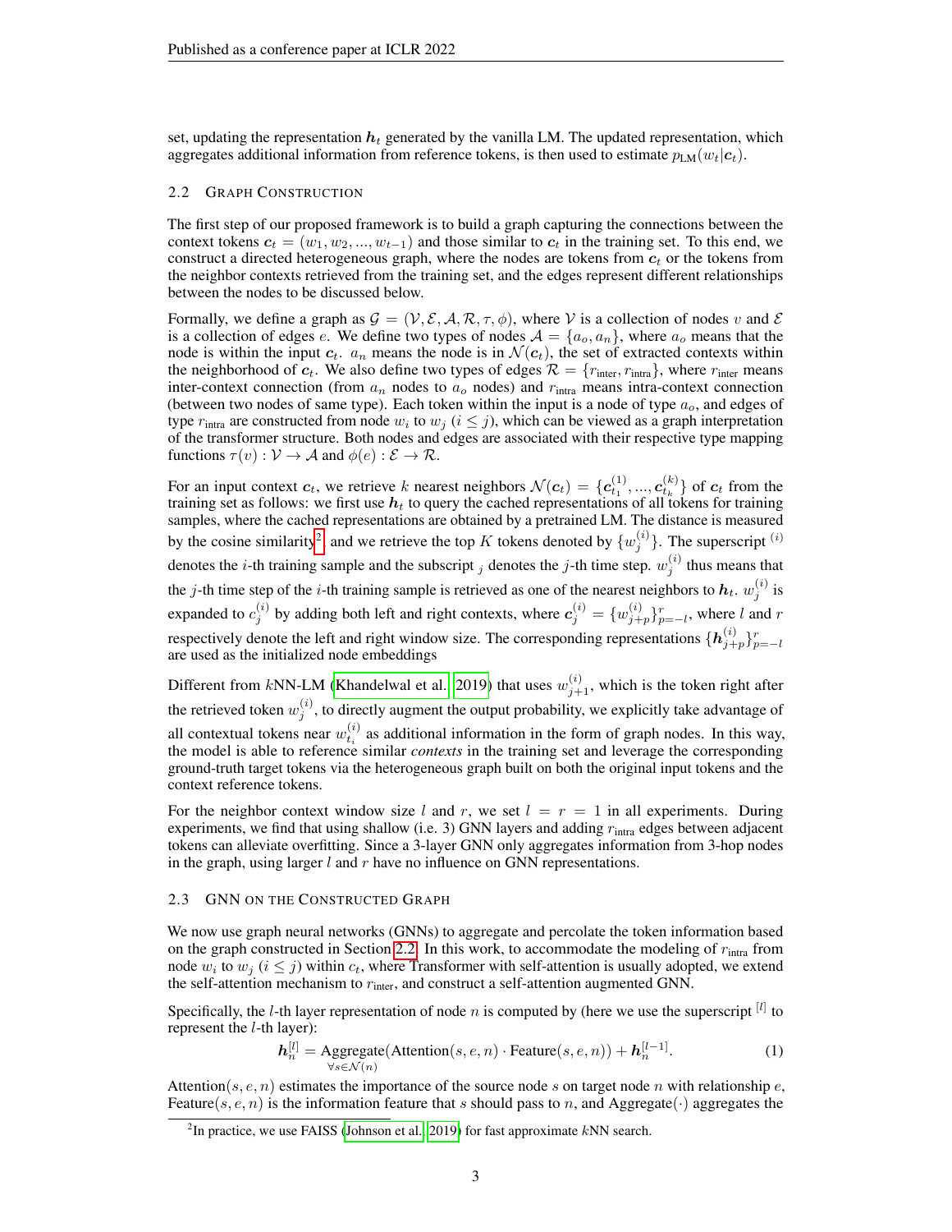set, updating the representation $\boldsymbol{h}_t$ generated by the vanilla LM. The updated representation, which aggregates additional information from reference tokens, is then used to estimate $p_{\text{LM}}(w_t|\boldsymbol{c}_t)$.

### 2.2 Graph Construction

The first step of our proposed framework is to build a graph capturing the connections between the context tokens $\boldsymbol{c}_t = (w_1, w_2, ..., w_{t-1})$ and those similar to $\boldsymbol{c}_t$ in the training set. To this end, we construct a directed heterogeneous graph, where the nodes are tokens from $\boldsymbol{c}_t$ or the tokens from the neighbor contexts retrieved from the training set, and the edges represent different relationships between the nodes to be discussed below.

Formally, we define a graph as $\mathcal{G} = (\mathcal{V}, \mathcal{E}, \mathcal{A}, \mathcal{R}, \tau, \phi)$, where $\mathcal{V}$ is a collection of nodes $v$ and $\mathcal{E}$ is a collection of edges $e$. We define two types of nodes $\mathcal{A} = \{a_o, a_n\}$, where $a_o$ means that the node is within the input $\boldsymbol{c}_t$. $a_n$ means the node is in $\mathcal{N}(\boldsymbol{c}_t)$, the set of extracted contexts within the neighborhood of $\boldsymbol{c}_t$. We also define two types of edges $\mathcal{R} = \{r_{\text{inter}}, r_{\text{intra}}\}$, where $r_{\text{inter}}$ means inter-context connection (from $a_n$ nodes to $a_o$ nodes) and $r_{\text{intra}}$ means intra-context connection (between two nodes of same type). Each token within the input is a node of type $a_o$, and edges of type $r_{\text{intra}}$ are constructed from node $w_i$ to $w_j$ ($i \leq j$), which can be viewed as a graph interpretation of the transformer structure. Both nodes and edges are associated with their respective type mapping functions $\tau(v) : \mathcal{V} \to \mathcal{A}$ and $\phi(e) : \mathcal{E} \to \mathcal{R}$.

For an input context $\boldsymbol{c}_t$, we retrieve $k$ nearest neighbors $\mathcal{N}(\boldsymbol{c}_t) = \{\boldsymbol{c}_{t_1}^{(1)}, ..., \boldsymbol{c}_{t_k}^{(k)}\}$ of $\boldsymbol{c}_t$ from the training set as follows: we first use $\boldsymbol{h}_t$ to query the cached representations of all tokens for training samples, where the cached representations are obtained by a pretrained LM. The distance is measured by the cosine similarity[2], and we retrieve the top $K$ tokens denoted by $\{w_j^{(i)}\}$. The superscript $^{(i)}$ denotes the $i$-th training sample and the subscript $_j$ denotes the $j$-th time step. $w_j^{(i)}$ thus means that the $j$-th time step of the $i$-th training sample is retrieved as one of the nearest neighbors to $\boldsymbol{h}_t$. $w_j^{(i)}$ is expanded to $c_j^{(i)}$ by adding both left and right contexts, where $\boldsymbol{c}_j^{(i)} = \{w_{j+p}^{(i)}\}_{p=-l}^{r}$, where $l$ and $r$ respectively denote the left and right window size. The corresponding representations $\{\boldsymbol{h}_{j+p}^{(i)}\}_{p=-l}^{r}$ are used as the initialized node embeddings

Different from $k$NN-LM (Khandelwal et al., 2019) that uses $w_{j+1}^{(i)}$, which is the token right after the retrieved token $w_j^{(i)}$, to directly augment the output probability, we explicitly take advantage of all contextual tokens near $w_{t_i}^{(i)}$ as additional information in the form of graph nodes. In this way, the model is able to reference similar *contexts* in the training set and leverage the corresponding ground-truth target tokens via the heterogeneous graph built on both the original input tokens and the context reference tokens.

For the neighbor context window size $l$ and $r$, we set $l = r = 1$ in all experiments. During experiments, we find that using shallow (i.e. 3) GNN layers and adding $r_{\text{intra}}$ edges between adjacent tokens can alleviate overfitting. Since a 3-layer GNN only aggregates information from 3-hop nodes in the graph, using larger $l$ and $r$ have no influence on GNN representations.

### 2.3 GNN on the Constructed Graph

We now use graph neural networks (GNNs) to aggregate and percolate the token information based on the graph constructed in Section 2.2. In this work, to accommodate the modeling of $r_{\text{intra}}$ from node $w_i$ to $w_j$ ($i \leq j$) within $c_t$, where Transformer with self-attention is usually adopted, we extend the self-attention mechanism to $r_{\text{inter}}$, and construct a self-attention augmented GNN.

Specifically, the $l$-th layer representation of node $n$ is computed by (here we use the superscript $^{[l]}$ to represent the $l$-th layer):

$$\boldsymbol{h}_n^{[l]} = \underset{\forall s \in \mathcal{N}(n)}{\text{Aggregate}}(\text{Attention}(s, e, n) \cdot \text{Feature}(s, e, n)) + \boldsymbol{h}_n^{[l-1]}. \tag{1}$$

Attention$(s, e, n)$ estimates the importance of the source node $s$ on target node $n$ with relationship $e$, Feature$(s, e, n)$ is the information feature that $s$ should pass to $n$, and Aggregate$(\cdot)$ aggregates the

[2] In practice, we use FAISS (Johnson et al., 2019) for fast approximate $k$NN search.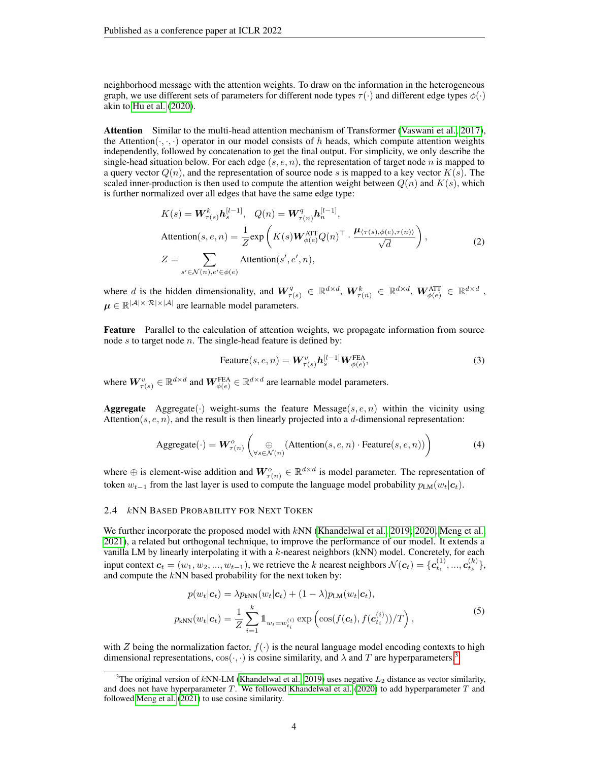neighborhood message with the attention weights. To draw on the information in the heterogeneous graph, we use different sets of parameters for different node types $\tau(\cdot)$ and different edge types $\phi(\cdot)$ akin to Hu et al. (2020).

**Attention** Similar to the multi-head attention mechanism of Transformer (Vaswani et al., 2017), the Attention$(\cdot,\cdot,\cdot)$ operator in our model consists of $h$ heads, which compute attention weights independently, followed by concatenation to get the final output. For simplicity, we only describe the single-head situation below. For each edge $(s, e, n)$, the representation of target node $n$ is mapped to a query vector $Q(n)$, and the representation of source node $s$ is mapped to a key vector $K(s)$. The scaled inner-production is then used to compute the attention weight between $Q(n)$ and $K(s)$, which is further normalized over all edges that have the same edge type:

$$
\begin{aligned}
&K(s) = \boldsymbol{W}^k_{\tau(s)} \boldsymbol{h}^{[l-1]}_s, \quad Q(n) = \boldsymbol{W}^q_{\tau(n)} \boldsymbol{h}^{[l-1]}_n, \\
&\text{Attention}(s, e, n) = \frac{1}{Z} \exp\left( K(s) \boldsymbol{W}^{\text{ATT}}_{\phi(e)} Q(n)^\top \cdot \frac{\boldsymbol{\mu}_{\langle \tau(s), \phi(e), \tau(n) \rangle}}{\sqrt{d}} \right), \\
&Z = \sum_{s' \in \mathcal{N}(n), e' \in \phi(e)} \text{Attention}(s', e', n),
\end{aligned}
\tag{2}
$$

where $d$ is the hidden dimensionality, and $\boldsymbol{W}^q_{\tau(s)} \in \mathbb{R}^{d \times d}$, $\boldsymbol{W}^k_{\tau(n)} \in \mathbb{R}^{d \times d}$, $\boldsymbol{W}^{\text{ATT}}_{\phi(e)} \in \mathbb{R}^{d \times d}$, $\boldsymbol{\mu} \in \mathbb{R}^{|\mathcal{A}| \times |\mathcal{R}| \times |\mathcal{A}|}$ are learnable model parameters.

**Feature** Parallel to the calculation of attention weights, we propagate information from source node $s$ to target node $n$. The single-head feature is defined by:

$$
\text{Feature}(s, e, n) = \boldsymbol{W}^v_{\tau(s)} \boldsymbol{h}^{[l-1]}_s \boldsymbol{W}^{\text{FEA}}_{\phi(e)},
\tag{3}
$$

where $\boldsymbol{W}^v_{\tau(s)} \in \mathbb{R}^{d \times d}$ and $\boldsymbol{W}^{\text{FEA}}_{\phi(e)} \in \mathbb{R}^{d \times d}$ are learnable model parameters.

**Aggregate** Aggregate$(\cdot)$ weight-sums the feature Message$(s, e, n)$ within the vicinity using Attention$(s, e, n)$, and the result is then linearly projected into a $d$-dimensional representation:

$$
\text{Aggregate}(\cdot) = \boldsymbol{W}^o_{\tau(n)} \left( \underset{\forall s \in \mathcal{N}(n)}{\oplus} (\text{Attention}(s, e, n) \cdot \text{Feature}(s, e, n)) \right)
\tag{4}
$$

where $\oplus$ is element-wise addition and $\boldsymbol{W}^o_{\tau(n)} \in \mathbb{R}^{d \times d}$ is model parameter. The representation of token $w_{t-1}$ from the last layer is used to compute the language model probability $p_{\text{LM}}(w_t|\boldsymbol{c}_t)$.

### 2.4 $k$NN Based Probability for Next Token

We further incorporate the proposed model with $k$NN (Khandelwal et al., 2019; 2020; Meng et al., 2021), a related but orthogonal technique, to improve the performance of our model. It extends a vanilla LM by linearly interpolating it with a $k$-nearest neighbors (kNN) model. Concretely, for each input context $\boldsymbol{c}_t = (w_1, w_2, ..., w_{t-1})$, we retrieve the $k$ nearest neighbors $\mathcal{N}(\boldsymbol{c}_t) = \{\boldsymbol{c}^{(1)}_{t_1}, ..., \boldsymbol{c}^{(k)}_{t_k}\}$, and compute the $k$NN based probability for the next token by:

$$
\begin{aligned}
p(w_t|\boldsymbol{c}_t) &= \lambda p_{\text{kNN}}(w_t|\boldsymbol{c}_t) + (1 - \lambda) p_{\text{LM}}(w_t|\boldsymbol{c}_t), \\
p_{\text{kNN}}(w_t|\boldsymbol{c}_t) &= \frac{1}{Z} \sum_{i=1}^{k} \mathbb{1}_{w_t = w^{(i)}_{t_i}} \exp\left( \cos(f(\boldsymbol{c}_t), f(\boldsymbol{c}^{(i)}_{t_i}))/T \right),
\end{aligned}
\tag{5}
$$

with $Z$ being the normalization factor, $f(\cdot)$ is the neural language model encoding contexts to high dimensional representations, $\cos(\cdot,\cdot)$ is cosine similarity, and $\lambda$ and $T$ are hyperparameters.[3]

[3] The original version of $k$NN-LM (Khandelwal et al., 2019) uses negative $L_2$ distance as vector similarity, and does not have hyperparameter $T$. We followed Khandelwal et al. (2020) to add hyperparameter $T$ and followed Meng et al. (2021) to use cosine similarity.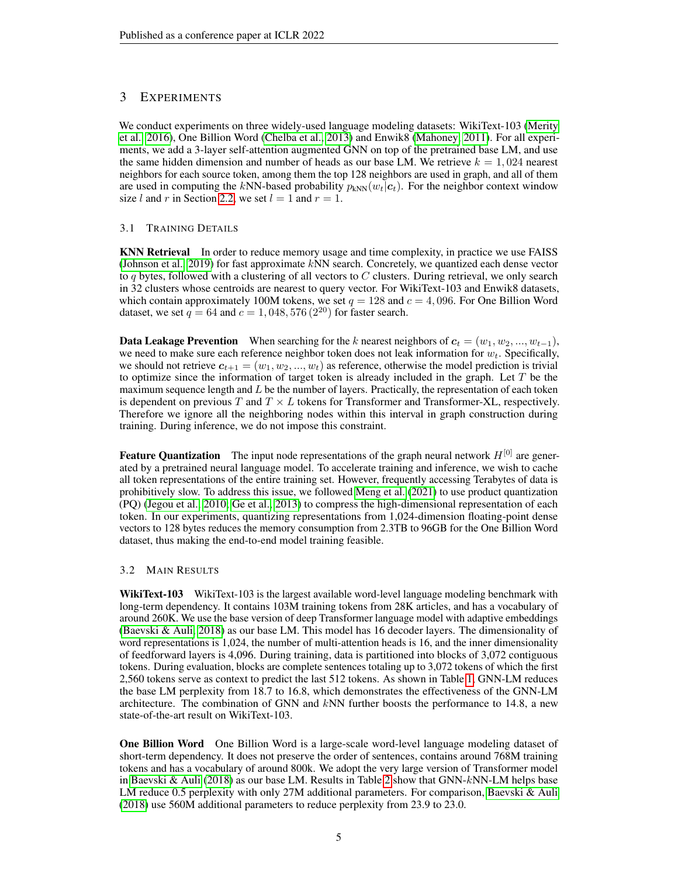# 3 Experiments

We conduct experiments on three widely-used language modeling datasets: WikiText-103 (Merity et al., 2016), One Billion Word (Chelba et al., 2013) and Enwik8 (Mahoney, 2011). For all experiments, we add a 3-layer self-attention augmented GNN on top of the pretrained base LM, and use the same hidden dimension and number of heads as our base LM. We retrieve $k = 1,024$ nearest neighbors for each source token, among them the top 128 neighbors are used in graph, and all of them are used in computing the $k$NN-based probability $p_{\text{kNN}}(w_t|\boldsymbol{c}_t)$. For the neighbor context window size $l$ and $r$ in Section 2.2, we set $l = 1$ and $r = 1$.

## 3.1 Training Details

**KNN Retrieval** In order to reduce memory usage and time complexity, in practice we use FAISS (Johnson et al., 2019) for fast approximate $k$NN search. Concretely, we quantized each dense vector to $q$ bytes, followed with a clustering of all vectors to $C$ clusters. During retrieval, we only search in 32 clusters whose centroids are nearest to query vector. For WikiText-103 and Enwik8 datasets, which contain approximately 100M tokens, we set $q = 128$ and $c = 4,096$. For One Billion Word dataset, we set $q = 64$ and $c = 1,048,576\,(2^{20})$ for faster search.

**Data Leakage Prevention** When searching for the $k$ nearest neighbors of $\boldsymbol{c}_t = (w_1, w_2, ..., w_{t-1})$, we need to make sure each reference neighbor token does not leak information for $w_t$. Specifically, we should not retrieve $\boldsymbol{c}_{t+1} = (w_1, w_2, ..., w_t)$ as reference, otherwise the model prediction is trivial to optimize since the information of target token is already included in the graph. Let $T$ be the maximum sequence length and $L$ be the number of layers. Practically, the representation of each token is dependent on previous $T$ and $T \times L$ tokens for Transformer and Transformer-XL, respectively. Therefore we ignore all the neighboring nodes within this interval in graph construction during training. During inference, we do not impose this constraint.

**Feature Quantization** The input node representations of the graph neural network $H^{[0]}$ are generated by a pretrained neural language model. To accelerate training and inference, we wish to cache all token representations of the entire training set. However, frequently accessing Terabytes of data is prohibitively slow. To address this issue, we followed Meng et al. (2021) to use product quantization (PQ) (Jegou et al., 2010; Ge et al., 2013) to compress the high-dimensional representation of each token. In our experiments, quantizing representations from 1,024-dimension floating-point dense vectors to 128 bytes reduces the memory consumption from 2.3TB to 96GB for the One Billion Word dataset, thus making the end-to-end model training feasible.

## 3.2 Main Results

**WikiText-103** WikiText-103 is the largest available word-level language modeling benchmark with long-term dependency. It contains 103M training tokens from 28K articles, and has a vocabulary of around 260K. We use the base version of deep Transformer language model with adaptive embeddings (Baevski & Auli, 2018) as our base LM. This model has 16 decoder layers. The dimensionality of word representations is 1,024, the number of multi-attention heads is 16, and the inner dimensionality of feedforward layers is 4,096. During training, data is partitioned into blocks of 3,072 contiguous tokens. During evaluation, blocks are complete sentences totaling up to 3,072 tokens of which the first 2,560 tokens serve as context to predict the last 512 tokens. As shown in Table 1, GNN-LM reduces the base LM perplexity from 18.7 to 16.8, which demonstrates the effectiveness of the GNN-LM architecture. The combination of GNN and $k$NN further boosts the performance to 14.8, a new state-of-the-art result on WikiText-103.

**One Billion Word** One Billion Word is a large-scale word-level language modeling dataset of short-term dependency. It does not preserve the order of sentences, contains around 768M training tokens and has a vocabulary of around 800k. We adopt the very large version of Transformer model in Baevski & Auli (2018) as our base LM. Results in Table 2 show that GNN-$k$NN-LM helps base LM reduce 0.5 perplexity with only 27M additional parameters. For comparison, Baevski & Auli (2018) use 560M additional parameters to reduce perplexity from 23.9 to 23.0.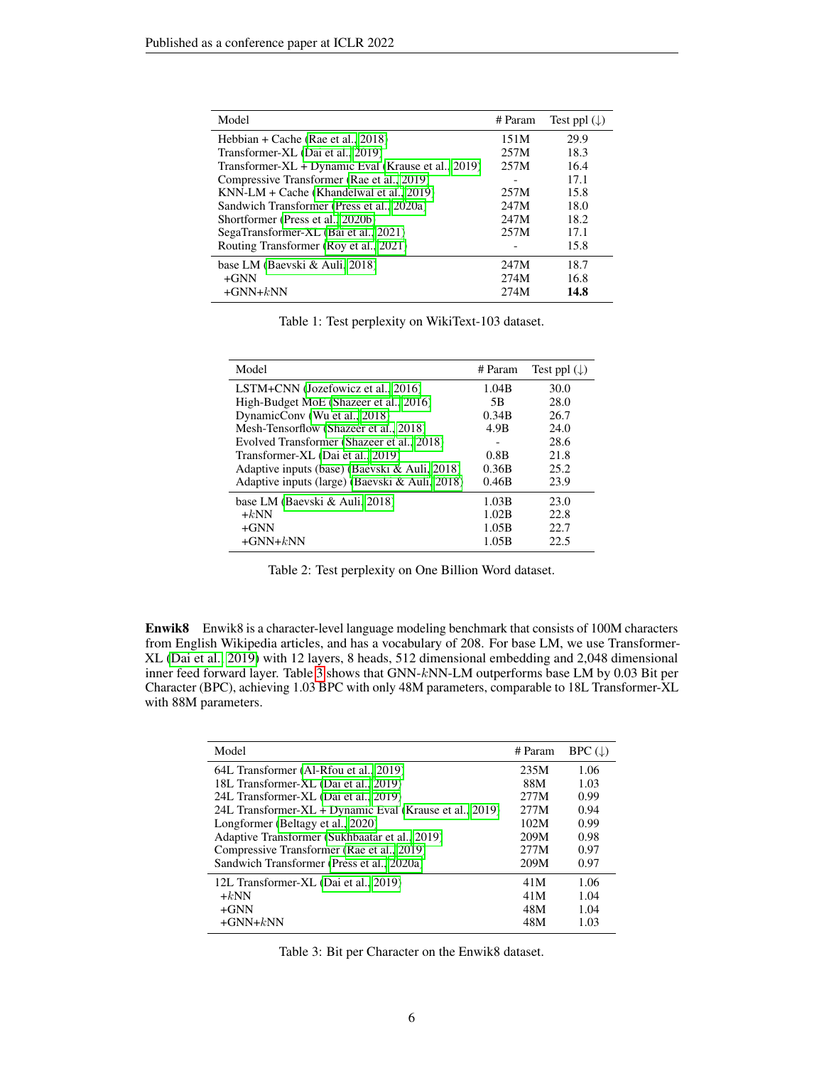| Model | # Param | Test ppl (↓) |
|---|---|---|
| Hebbian + Cache (Rae et al., 2018) | 151M | 29.9 |
| Transformer-XL (Dai et al., 2019) | 257M | 18.3 |
| Transformer-XL + Dynamic Eval (Krause et al., 2019) | 257M | 16.4 |
| Compressive Transformer (Rae et al., 2019) | - | 17.1 |
| KNN-LM + Cache (Khandelwal et al., 2019) | 257M | 15.8 |
| Sandwich Transformer (Press et al., 2020a) | 247M | 18.0 |
| Shortformer (Press et al., 2020b) | 247M | 18.2 |
| SegaTransformer-XL (Bai et al., 2021) | 257M | 17.1 |
| Routing Transformer (Roy et al., 2021) | - | 15.8 |
| base LM (Baevski & Auli, 2018) | 247M | 18.7 |
| +GNN | 274M | 16.8 |
| +GNN+$k$NN | 274M | **14.8** |

Table 1: Test perplexity on WikiText-103 dataset.

| Model | # Param | Test ppl (↓) |
|---|---|---|
| LSTM+CNN (Jozefowicz et al., 2016) | 1.04B | 30.0 |
| High-Budget MoE (Shazeer et al., 2016) | 5B | 28.0 |
| DynamicConv (Wu et al., 2018) | 0.34B | 26.7 |
| Mesh-Tensorflow (Shazeer et al., 2018) | 4.9B | 24.0 |
| Evolved Transformer (Shazeer et al., 2018) | - | 28.6 |
| Transformer-XL (Dai et al., 2019) | 0.8B | 21.8 |
| Adaptive inputs (base) (Baevski & Auli, 2018) | 0.36B | 25.2 |
| Adaptive inputs (large) (Baevski & Auli, 2018) | 0.46B | 23.9 |
| base LM (Baevski & Auli, 2018) | 1.03B | 23.0 |
| +$k$NN | 1.02B | 22.8 |
| +GNN | 1.05B | 22.7 |
| +GNN+$k$NN | 1.05B | 22.5 |

Table 2: Test perplexity on One Billion Word dataset.

**Enwik8** Enwik8 is a character-level language modeling benchmark that consists of 100M characters from English Wikipedia articles, and has a vocabulary of 208. For base LM, we use Transformer-XL (Dai et al., 2019) with 12 layers, 8 heads, 512 dimensional embedding and 2,048 dimensional inner feed forward layer. Table 3 shows that GNN-$k$NN-LM outperforms base LM by 0.03 Bit per Character (BPC), achieving 1.03 BPC with only 48M parameters, comparable to 18L Transformer-XL with 88M parameters.

| Model | # Param | BPC (↓) |
|---|---|---|
| 64L Transformer (Al-Rfou et al., 2019) | 235M | 1.06 |
| 18L Transformer-XL (Dai et al., 2019) | 88M | 1.03 |
| 24L Transformer-XL (Dai et al., 2019) | 277M | 0.99 |
| 24L Transformer-XL + Dynamic Eval (Krause et al., 2019) | 277M | 0.94 |
| Longformer (Beltagy et al., 2020) | 102M | 0.99 |
| Adaptive Transformer (Sukhbaatar et al., 2019) | 209M | 0.98 |
| Compressive Transformer (Rae et al., 2019) | 277M | 0.97 |
| Sandwich Transformer (Press et al., 2020a) | 209M | 0.97 |
| 12L Transformer-XL (Dai et al., 2019) | 41M | 1.06 |
| +$k$NN | 41M | 1.04 |
| +GNN | 48M | 1.04 |
| +GNN+$k$NN | 48M | 1.03 |

Table 3: Bit per Character on the Enwik8 dataset.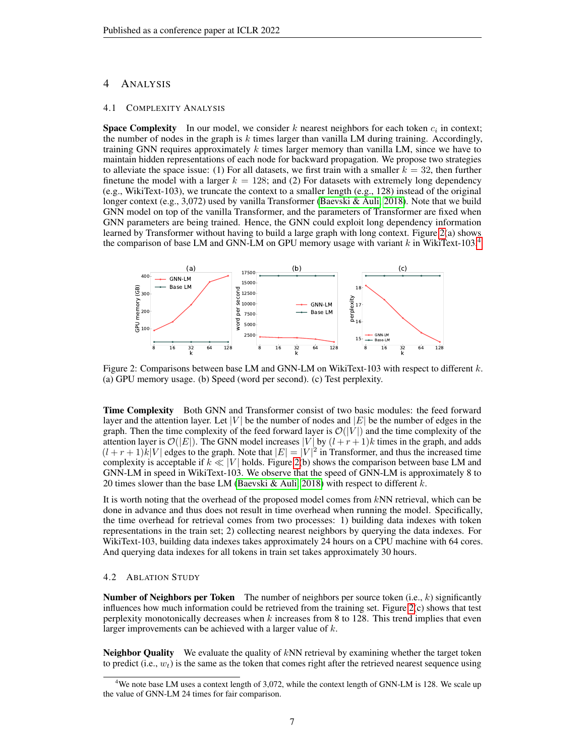## 4 ANALYSIS

### 4.1 COMPLEXITY ANALYSIS

**Space Complexity** In our model, we consider $k$ nearest neighbors for each token $c_i$ in context; the number of nodes in the graph is $k$ times larger than vanilla LM during training. Accordingly, training GNN requires approximately $k$ times larger memory than vanilla LM, since we have to maintain hidden representations of each node for backward propagation. We propose two strategies to alleviate the space issue: (1) For all datasets, we first train with a smaller $k = 32$, then further finetune the model with a larger $k = 128$; and (2) For datasets with extremely long dependency (e.g., WikiText-103), we truncate the context to a smaller length (e.g., 128) instead of the original longer context (e.g., 3,072) used by vanilla Transformer (Baevski & Auli, 2018). Note that we build GNN model on top of the vanilla Transformer, and the parameters of Transformer are fixed when GNN parameters are being trained. Hence, the GNN could exploit long dependency information learned by Transformer without having to build a large graph with long context. Figure 2(a) shows the comparison of base LM and GNN-LM on GPU memory usage with variant $k$ in WikiText-103.[4]

Figure 2: Comparisons between base LM and GNN-LM on WikiText-103 with respect to different $k$. (a) GPU memory usage. (b) Speed (word per second). (c) Test perplexity.

**Time Complexity** Both GNN and Transformer consist of two basic modules: the feed forward layer and the attention layer. Let $|V|$ be the number of nodes and $|E|$ be the number of edges in the graph. Then the time complexity of the feed forward layer is $\mathcal{O}(|V|)$ and the time complexity of the attention layer is $\mathcal{O}(|E|)$. The GNN model increases $|V|$ by $(l + r + 1)k$ times in the graph, and adds $(l + r + 1)k|V|$ edges to the graph. Note that $|E| = |V|^2$ in Transformer, and thus the increased time complexity is acceptable if $k \ll |V|$ holds. Figure 2(b) shows the comparison between base LM and GNN-LM in speed in WikiText-103. We observe that the speed of GNN-LM is approximately 8 to 20 times slower than the base LM (Baevski & Auli, 2018) with respect to different $k$.

It is worth noting that the overhead of the proposed model comes from $k$NN retrieval, which can be done in advance and thus does not result in time overhead when running the model. Specifically, the time overhead for retrieval comes from two processes: 1) building data indexes with token representations in the train set; 2) collecting nearest neighbors by querying the data indexes. For WikiText-103, building data indexes takes approximately 24 hours on a CPU machine with 64 cores. And querying data indexes for all tokens in train set takes approximately 30 hours.

### 4.2 ABLATION STUDY

**Number of Neighbors per Token** The number of neighbors per source token (i.e., $k$) significantly influences how much information could be retrieved from the training set. Figure 2(c) shows that test perplexity monotonically decreases when $k$ increases from 8 to 128. This trend implies that even larger improvements can be achieved with a larger value of $k$.

**Neighbor Quality** We evaluate the quality of $k$NN retrieval by examining whether the target token to predict (i.e., $w_t$) is the same as the token that comes right after the retrieved nearest sequence using

[4] We note base LM uses a context length of 3,072, while the context length of GNN-LM is 128. We scale up the value of GNN-LM 24 times for fair comparison.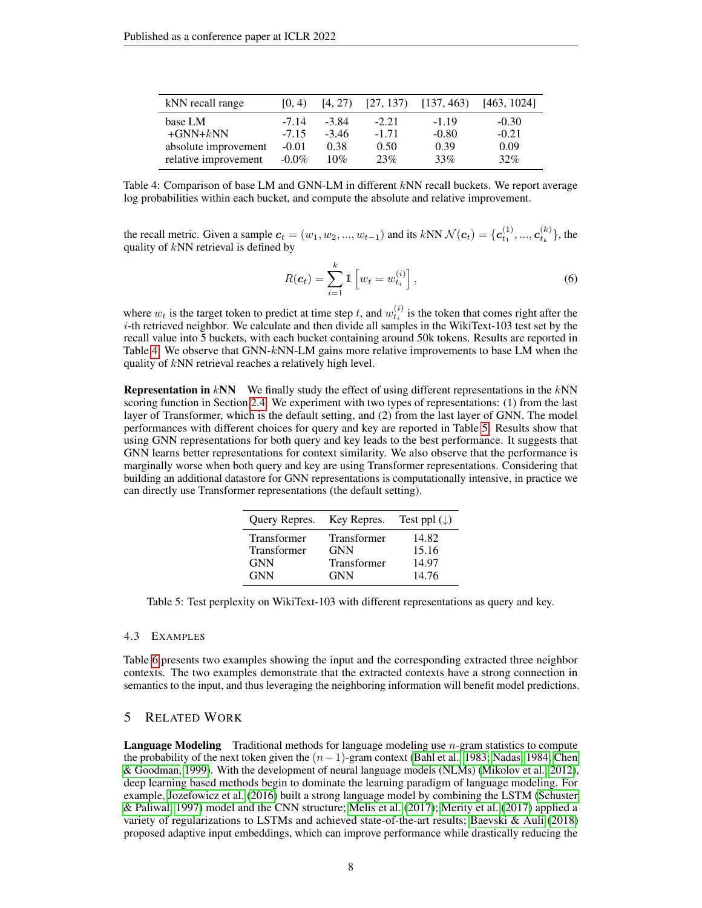| kNN recall range | [0, 4) | [4, 27) | [27, 137) | [137, 463) | [463, 1024] |
|---|---|---|---|---|---|
| base LM | -7.14 | -3.84 | -2.21 | -1.19 | -0.30 |
| +GNN+$k$NN | -7.15 | -3.46 | -1.71 | -0.80 | -0.21 |
| absolute improvement | -0.01 | 0.38 | 0.50 | 0.39 | 0.09 |
| relative improvement | -0.0% | 10% | 23% | 33% | 32% |

Table 4: Comparison of base LM and GNN-LM in different $k$NN recall buckets. We report average log probabilities within each bucket, and compute the absolute and relative improvement.

the recall metric. Given a sample $\boldsymbol{c}_t = (w_1, w_2, ..., w_{t-1})$ and its $k$NN $\mathcal{N}(\boldsymbol{c}_t) = \{\boldsymbol{c}_{t_1}^{(1)}, ..., \boldsymbol{c}_{t_k}^{(k)}\}$, the quality of $k$NN retrieval is defined by

$$R(\boldsymbol{c}_t) = \sum_{i=1}^{k} \mathbb{1}\left[w_t = w_{t_i}^{(i)}\right], \tag{6}$$

where $w_t$ is the target token to predict at time step $t$, and $w_{t_i}^{(i)}$ is the token that comes right after the $i$-th retrieved neighbor. We calculate and then divide all samples in the WikiText-103 test set by the recall value into 5 buckets, with each bucket containing around 50k tokens. Results are reported in Table 4. We observe that GNN-$k$NN-LM gains more relative improvements to base LM when the quality of $k$NN retrieval reaches a relatively high level.

**Representation in $k$NN** We finally study the effect of using different representations in the $k$NN scoring function in Section 2.4. We experiment with two types of representations: (1) from the last layer of Transformer, which is the default setting, and (2) from the last layer of GNN. The model performances with different choices for query and key are reported in Table 5. Results show that using GNN representations for both query and key leads to the best performance. It suggests that GNN learns better representations for context similarity. We also observe that the performance is marginally worse when both query and key are using Transformer representations. Considering that building an additional datastore for GNN representations is computationally intensive, in practice we can directly use Transformer representations (the default setting).

| Query Repres. | Key Repres. | Test ppl (↓) |
|---|---|---|
| Transformer | Transformer | 14.82 |
| Transformer | GNN | 15.16 |
| GNN | Transformer | 14.97 |
| GNN | GNN | 14.76 |

Table 5: Test perplexity on WikiText-103 with different representations as query and key.

### 4.3 Examples

Table 6 presents two examples showing the input and the corresponding extracted three neighbor contexts. The two examples demonstrate that the extracted contexts have a strong connection in semantics to the input, and thus leveraging the neighboring information will benefit model predictions.

## 5 Related Work

**Language Modeling** Traditional methods for language modeling use $n$-gram statistics to compute the probability of the next token given the $(n-1)$-gram context (Bahl et al., 1983; Nadas, 1984; Chen & Goodman, 1999). With the development of neural language models (NLMs) (Mikolov et al., 2012), deep learning based methods begin to dominate the learning paradigm of language modeling. For example, Jozefowicz et al. (2016) built a strong language model by combining the LSTM (Schuster & Paliwal, 1997) model and the CNN structure; Melis et al. (2017); Merity et al. (2017) applied a variety of regularizations to LSTMs and achieved state-of-the-art results; Baevski & Auli (2018) proposed adaptive input embeddings, which can improve performance while drastically reducing the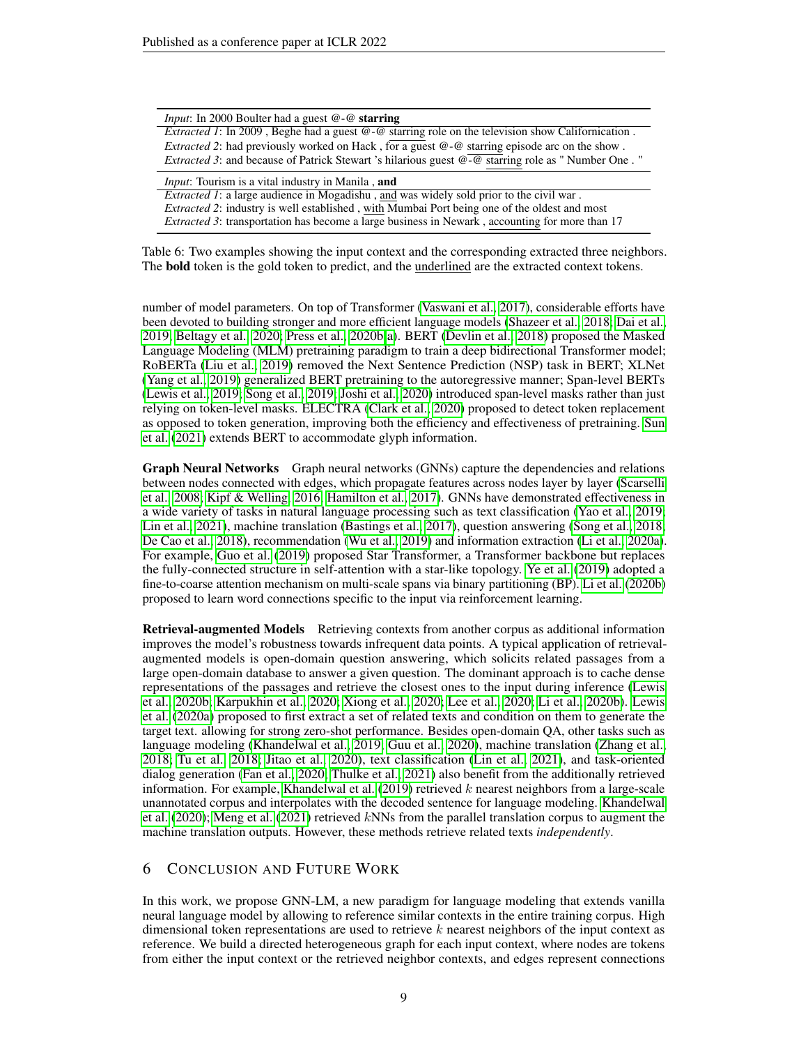| *Input*: In 2000 Boulter had a guest @-@ **starring** |
|---|
| *Extracted 1*: In 2009 , Beghe had a guest @-@ <u>starring</u> role on the television show Californication . |
| *Extracted 2*: had previously worked on Hack , <u>for a</u> guest @-@ <u>starring</u> episode arc on the show . |
| *Extracted 3*: and because of Patrick Stewart 's hilarious guest @-@ <u>starring</u> role as " Number One . " |
| *Input*: Tourism is a vital industry in Manila , **and** |
| *Extracted 1*: a large audience in Mogadishu , <u>and</u> was widely sold prior to the civil war . |
| *Extracted 2*: industry is well established , <u>with</u> Mumbai Port being one of the oldest and most |
| *Extracted 3*: transportation has become a large business in Newark , <u>accounting</u> for more than 17 |

Table 6: Two examples showing the input context and the corresponding extracted three neighbors. The **bold** token is the gold token to predict, and the <u>underlined</u> are the extracted context tokens.

number of model parameters. On top of Transformer (Vaswani et al., 2017), considerable efforts have been devoted to building stronger and more efficient language models (Shazeer et al., 2018; Dai et al., 2019; Beltagy et al., 2020; Press et al., 2020b;a). BERT (Devlin et al., 2018) proposed the Masked Language Modeling (MLM) pretraining paradigm to train a deep bidirectional Transformer model; RoBERTa (Liu et al., 2019) removed the Next Sentence Prediction (NSP) task in BERT; XLNet (Yang et al., 2019) generalized BERT pretraining to the autoregressive manner; Span-level BERTs (Lewis et al., 2019; Song et al., 2019; Joshi et al., 2020) introduced span-level masks rather than just relying on token-level masks. ELECTRA (Clark et al., 2020) proposed to detect token replacement as opposed to token generation, improving both the efficiency and effectiveness of pretraining. Sun et al. (2021) extends BERT to accommodate glyph information.

**Graph Neural Networks** Graph neural networks (GNNs) capture the dependencies and relations between nodes connected with edges, which propagate features across nodes layer by layer (Scarselli et al., 2008; Kipf & Welling, 2016; Hamilton et al., 2017). GNNs have demonstrated effectiveness in a wide variety of tasks in natural language processing such as text classification (Yao et al., 2019; Lin et al., 2021), machine translation (Bastings et al., 2017), question answering (Song et al., 2018; De Cao et al., 2018), recommendation (Wu et al., 2019) and information extraction (Li et al., 2020a). For example, Guo et al. (2019) proposed Star Transformer, a Transformer backbone but replaces the fully-connected structure in self-attention with a star-like topology. Ye et al. (2019) adopted a fine-to-coarse attention mechanism on multi-scale spans via binary partitioning (BP). Li et al. (2020b) proposed to learn word connections specific to the input via reinforcement learning.

**Retrieval-augmented Models** Retrieving contexts from another corpus as additional information improves the model's robustness towards infrequent data points. A typical application of retrieval-augmented models is open-domain question answering, which solicits related passages from a large open-domain database to answer a given question. The dominant approach is to cache dense representations of the passages and retrieve the closest ones to the input during inference (Lewis et al., 2020b; Karpukhin et al., 2020; Xiong et al., 2020; Lee et al., 2020; Li et al., 2020b). Lewis et al. (2020a) proposed to first extract a set of related texts and condition on them to generate the target text. allowing for strong zero-shot performance. Besides open-domain QA, other tasks such as language modeling (Khandelwal et al., 2019; Guu et al., 2020), machine translation (Zhang et al., 2018; Tu et al., 2018; Jitao et al., 2020), text classification (Lin et al., 2021), and task-oriented dialog generation (Fan et al., 2020; Thulke et al., 2021) also benefit from the additionally retrieved information. For example, Khandelwal et al. (2019) retrieved $k$ nearest neighbors from a large-scale unannotated corpus and interpolates with the decoded sentence for language modeling. Khandelwal et al. (2020); Meng et al. (2021) retrieved $k$NNs from the parallel translation corpus to augment the machine translation outputs. However, these methods retrieve related texts *independently*.

## 6 Conclusion and Future Work

In this work, we propose GNN-LM, a new paradigm for language modeling that extends vanilla neural language model by allowing to reference similar contexts in the entire training corpus. High dimensional token representations are used to retrieve $k$ nearest neighbors of the input context as reference. We build a directed heterogeneous graph for each input context, where nodes are tokens from either the input context or the retrieved neighbor contexts, and edges represent connections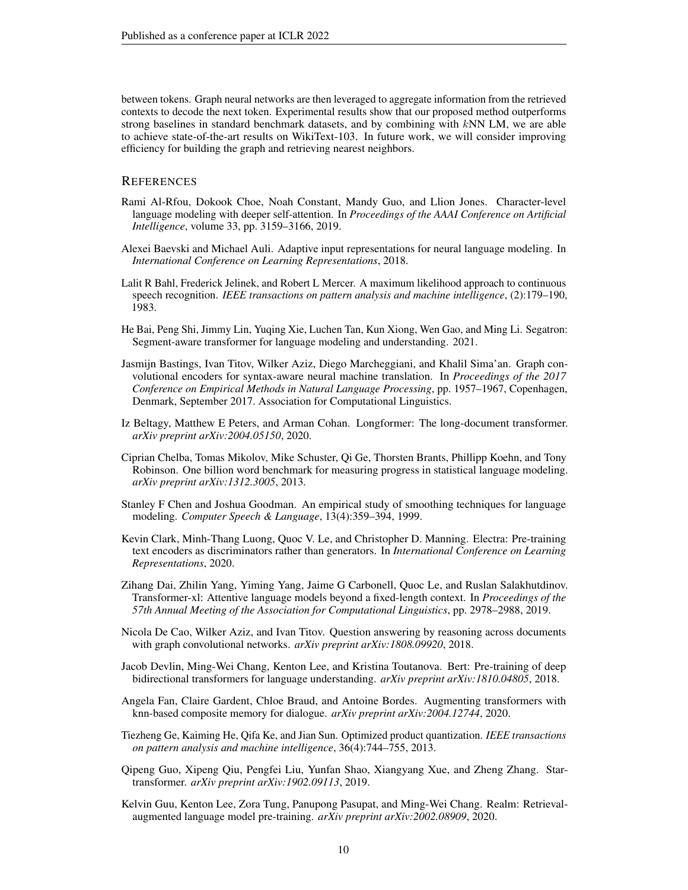between tokens. Graph neural networks are then leveraged to aggregate information from the retrieved contexts to decode the next token. Experimental results show that our proposed method outperforms strong baselines in standard benchmark datasets, and by combining with $k$NN LM, we are able to achieve state-of-the-art results on WikiText-103. In future work, we will consider improving efficiency for building the graph and retrieving nearest neighbors.

## References

Rami Al-Rfou, Dokook Choe, Noah Constant, Mandy Guo, and Llion Jones. Character-level language modeling with deeper self-attention. In *Proceedings of the AAAI Conference on Artificial Intelligence*, volume 33, pp. 3159–3166, 2019.

Alexei Baevski and Michael Auli. Adaptive input representations for neural language modeling. In *International Conference on Learning Representations*, 2018.

Lalit R Bahl, Frederick Jelinek, and Robert L Mercer. A maximum likelihood approach to continuous speech recognition. *IEEE transactions on pattern analysis and machine intelligence*, (2):179–190, 1983.

He Bai, Peng Shi, Jimmy Lin, Yuqing Xie, Luchen Tan, Kun Xiong, Wen Gao, and Ming Li. Segatron: Segment-aware transformer for language modeling and understanding. 2021.

Jasmijn Bastings, Ivan Titov, Wilker Aziz, Diego Marcheggiani, and Khalil Sima'an. Graph convolutional encoders for syntax-aware neural machine translation. In *Proceedings of the 2017 Conference on Empirical Methods in Natural Language Processing*, pp. 1957–1967, Copenhagen, Denmark, September 2017. Association for Computational Linguistics.

Iz Beltagy, Matthew E Peters, and Arman Cohan. Longformer: The long-document transformer. *arXiv preprint arXiv:2004.05150*, 2020.

Ciprian Chelba, Tomas Mikolov, Mike Schuster, Qi Ge, Thorsten Brants, Phillipp Koehn, and Tony Robinson. One billion word benchmark for measuring progress in statistical language modeling. *arXiv preprint arXiv:1312.3005*, 2013.

Stanley F Chen and Joshua Goodman. An empirical study of smoothing techniques for language modeling. *Computer Speech & Language*, 13(4):359–394, 1999.

Kevin Clark, Minh-Thang Luong, Quoc V. Le, and Christopher D. Manning. Electra: Pre-training text encoders as discriminators rather than generators. In *International Conference on Learning Representations*, 2020.

Zihang Dai, Zhilin Yang, Yiming Yang, Jaime G Carbonell, Quoc Le, and Ruslan Salakhutdinov. Transformer-xl: Attentive language models beyond a fixed-length context. In *Proceedings of the 57th Annual Meeting of the Association for Computational Linguistics*, pp. 2978–2988, 2019.

Nicola De Cao, Wilker Aziz, and Ivan Titov. Question answering by reasoning across documents with graph convolutional networks. *arXiv preprint arXiv:1808.09920*, 2018.

Jacob Devlin, Ming-Wei Chang, Kenton Lee, and Kristina Toutanova. Bert: Pre-training of deep bidirectional transformers for language understanding. *arXiv preprint arXiv:1810.04805*, 2018.

Angela Fan, Claire Gardent, Chloe Braud, and Antoine Bordes. Augmenting transformers with knn-based composite memory for dialogue. *arXiv preprint arXiv:2004.12744*, 2020.

Tiezheng Ge, Kaiming He, Qifa Ke, and Jian Sun. Optimized product quantization. *IEEE transactions on pattern analysis and machine intelligence*, 36(4):744–755, 2013.

Qipeng Guo, Xipeng Qiu, Pengfei Liu, Yunfan Shao, Xiangyang Xue, and Zheng Zhang. Star-transformer. *arXiv preprint arXiv:1902.09113*, 2019.

Kelvin Guu, Kenton Lee, Zora Tung, Panupong Pasupat, and Ming-Wei Chang. Realm: Retrieval-augmented language model pre-training. *arXiv preprint arXiv:2002.08909*, 2020.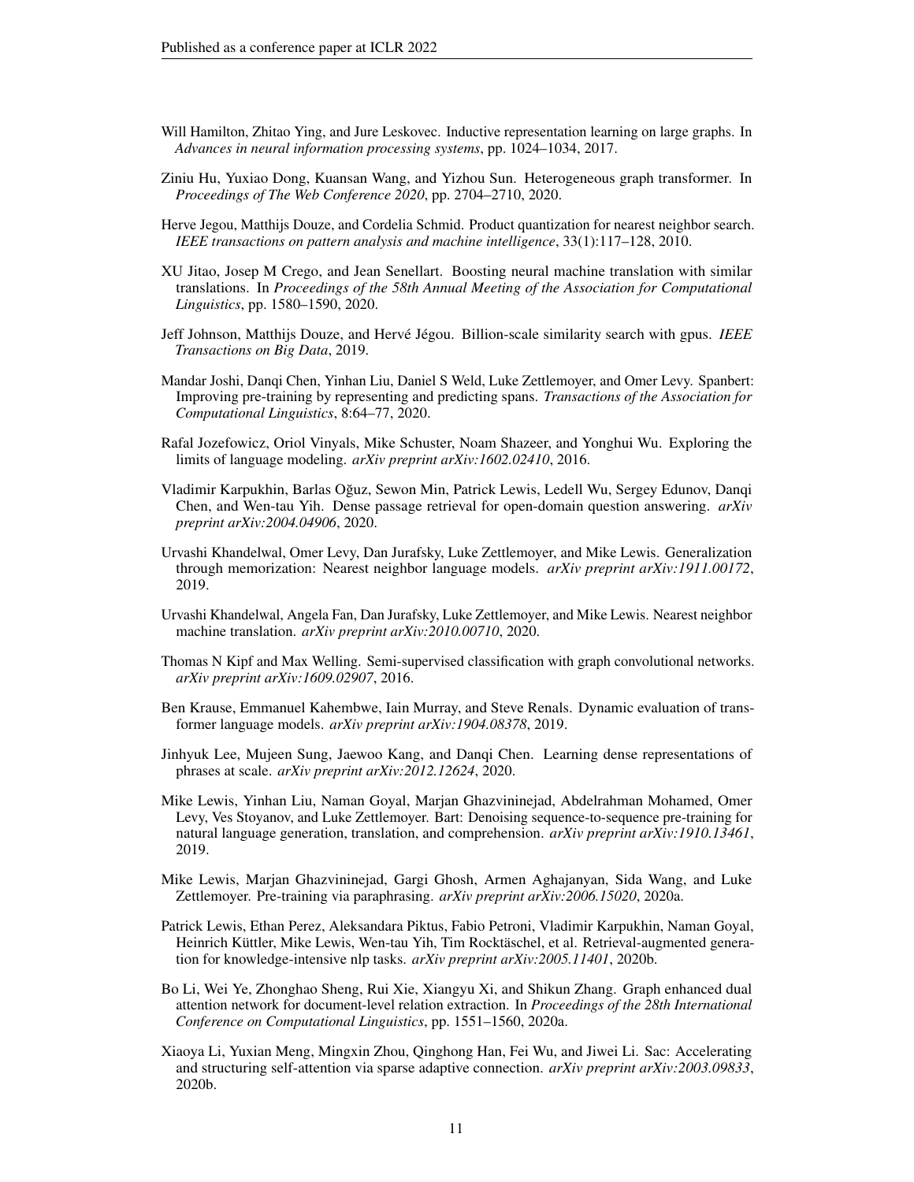Will Hamilton, Zhitao Ying, and Jure Leskovec. Inductive representation learning on large graphs. In *Advances in neural information processing systems*, pp. 1024–1034, 2017.

Ziniu Hu, Yuxiao Dong, Kuansan Wang, and Yizhou Sun. Heterogeneous graph transformer. In *Proceedings of The Web Conference 2020*, pp. 2704–2710, 2020.

Herve Jegou, Matthijs Douze, and Cordelia Schmid. Product quantization for nearest neighbor search. *IEEE transactions on pattern analysis and machine intelligence*, 33(1):117–128, 2010.

XU Jitao, Josep M Crego, and Jean Senellart. Boosting neural machine translation with similar translations. In *Proceedings of the 58th Annual Meeting of the Association for Computational Linguistics*, pp. 1580–1590, 2020.

Jeff Johnson, Matthijs Douze, and Hervé Jégou. Billion-scale similarity search with gpus. *IEEE Transactions on Big Data*, 2019.

Mandar Joshi, Danqi Chen, Yinhan Liu, Daniel S Weld, Luke Zettlemoyer, and Omer Levy. Spanbert: Improving pre-training by representing and predicting spans. *Transactions of the Association for Computational Linguistics*, 8:64–77, 2020.

Rafal Jozefowicz, Oriol Vinyals, Mike Schuster, Noam Shazeer, and Yonghui Wu. Exploring the limits of language modeling. *arXiv preprint arXiv:1602.02410*, 2016.

Vladimir Karpukhin, Barlas Oğuz, Sewon Min, Patrick Lewis, Ledell Wu, Sergey Edunov, Danqi Chen, and Wen-tau Yih. Dense passage retrieval for open-domain question answering. *arXiv preprint arXiv:2004.04906*, 2020.

Urvashi Khandelwal, Omer Levy, Dan Jurafsky, Luke Zettlemoyer, and Mike Lewis. Generalization through memorization: Nearest neighbor language models. *arXiv preprint arXiv:1911.00172*, 2019.

Urvashi Khandelwal, Angela Fan, Dan Jurafsky, Luke Zettlemoyer, and Mike Lewis. Nearest neighbor machine translation. *arXiv preprint arXiv:2010.00710*, 2020.

Thomas N Kipf and Max Welling. Semi-supervised classification with graph convolutional networks. *arXiv preprint arXiv:1609.02907*, 2016.

Ben Krause, Emmanuel Kahembwe, Iain Murray, and Steve Renals. Dynamic evaluation of transformer language models. *arXiv preprint arXiv:1904.08378*, 2019.

Jinhyuk Lee, Mujeen Sung, Jaewoo Kang, and Danqi Chen. Learning dense representations of phrases at scale. *arXiv preprint arXiv:2012.12624*, 2020.

Mike Lewis, Yinhan Liu, Naman Goyal, Marjan Ghazvininejad, Abdelrahman Mohamed, Omer Levy, Ves Stoyanov, and Luke Zettlemoyer. Bart: Denoising sequence-to-sequence pre-training for natural language generation, translation, and comprehension. *arXiv preprint arXiv:1910.13461*, 2019.

Mike Lewis, Marjan Ghazvininejad, Gargi Ghosh, Armen Aghajanyan, Sida Wang, and Luke Zettlemoyer. Pre-training via paraphrasing. *arXiv preprint arXiv:2006.15020*, 2020a.

Patrick Lewis, Ethan Perez, Aleksandara Piktus, Fabio Petroni, Vladimir Karpukhin, Naman Goyal, Heinrich Küttler, Mike Lewis, Wen-tau Yih, Tim Rocktäschel, et al. Retrieval-augmented generation for knowledge-intensive nlp tasks. *arXiv preprint arXiv:2005.11401*, 2020b.

Bo Li, Wei Ye, Zhonghao Sheng, Rui Xie, Xiangyu Xi, and Shikun Zhang. Graph enhanced dual attention network for document-level relation extraction. In *Proceedings of the 28th International Conference on Computational Linguistics*, pp. 1551–1560, 2020a.

Xiaoya Li, Yuxian Meng, Mingxin Zhou, Qinghong Han, Fei Wu, and Jiwei Li. Sac: Accelerating and structuring self-attention via sparse adaptive connection. *arXiv preprint arXiv:2003.09833*, 2020b.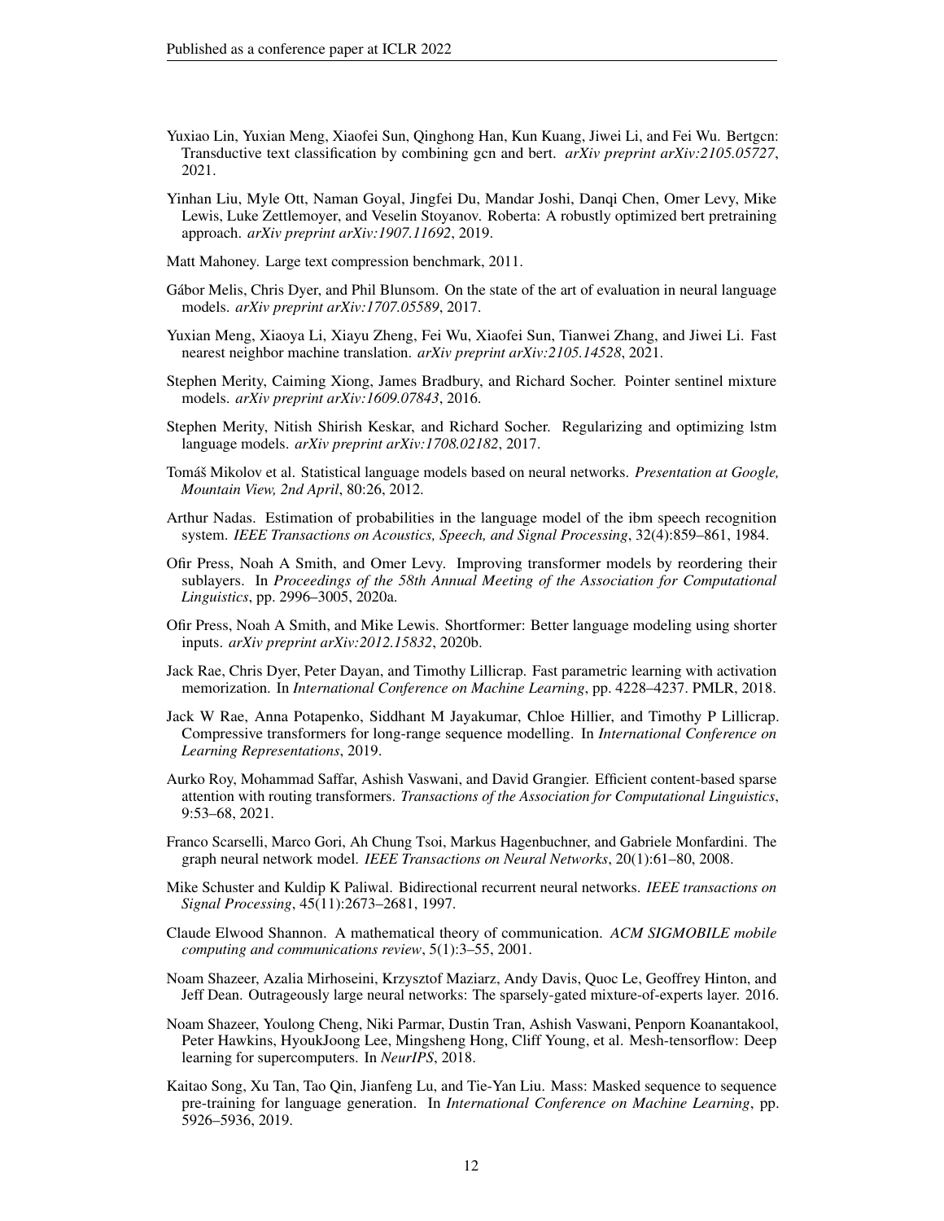Yuxiao Lin, Yuxian Meng, Xiaofei Sun, Qinghong Han, Kun Kuang, Jiwei Li, and Fei Wu. Bertgcn: Transductive text classification by combining gcn and bert. *arXiv preprint arXiv:2105.05727*, 2021.

Yinhan Liu, Myle Ott, Naman Goyal, Jingfei Du, Mandar Joshi, Danqi Chen, Omer Levy, Mike Lewis, Luke Zettlemoyer, and Veselin Stoyanov. Roberta: A robustly optimized bert pretraining approach. *arXiv preprint arXiv:1907.11692*, 2019.

Matt Mahoney. Large text compression benchmark, 2011.

Gábor Melis, Chris Dyer, and Phil Blunsom. On the state of the art of evaluation in neural language models. *arXiv preprint arXiv:1707.05589*, 2017.

Yuxian Meng, Xiaoya Li, Xiayu Zheng, Fei Wu, Xiaofei Sun, Tianwei Zhang, and Jiwei Li. Fast nearest neighbor machine translation. *arXiv preprint arXiv:2105.14528*, 2021.

Stephen Merity, Caiming Xiong, James Bradbury, and Richard Socher. Pointer sentinel mixture models. *arXiv preprint arXiv:1609.07843*, 2016.

Stephen Merity, Nitish Shirish Keskar, and Richard Socher. Regularizing and optimizing lstm language models. *arXiv preprint arXiv:1708.02182*, 2017.

Tomáš Mikolov et al. Statistical language models based on neural networks. *Presentation at Google, Mountain View, 2nd April*, 80:26, 2012.

Arthur Nadas. Estimation of probabilities in the language model of the ibm speech recognition system. *IEEE Transactions on Acoustics, Speech, and Signal Processing*, 32(4):859–861, 1984.

Ofir Press, Noah A Smith, and Omer Levy. Improving transformer models by reordering their sublayers. In *Proceedings of the 58th Annual Meeting of the Association for Computational Linguistics*, pp. 2996–3005, 2020a.

Ofir Press, Noah A Smith, and Mike Lewis. Shortformer: Better language modeling using shorter inputs. *arXiv preprint arXiv:2012.15832*, 2020b.

Jack Rae, Chris Dyer, Peter Dayan, and Timothy Lillicrap. Fast parametric learning with activation memorization. In *International Conference on Machine Learning*, pp. 4228–4237. PMLR, 2018.

Jack W Rae, Anna Potapenko, Siddhant M Jayakumar, Chloe Hillier, and Timothy P Lillicrap. Compressive transformers for long-range sequence modelling. In *International Conference on Learning Representations*, 2019.

Aurko Roy, Mohammad Saffar, Ashish Vaswani, and David Grangier. Efficient content-based sparse attention with routing transformers. *Transactions of the Association for Computational Linguistics*, 9:53–68, 2021.

Franco Scarselli, Marco Gori, Ah Chung Tsoi, Markus Hagenbuchner, and Gabriele Monfardini. The graph neural network model. *IEEE Transactions on Neural Networks*, 20(1):61–80, 2008.

Mike Schuster and Kuldip K Paliwal. Bidirectional recurrent neural networks. *IEEE transactions on Signal Processing*, 45(11):2673–2681, 1997.

Claude Elwood Shannon. A mathematical theory of communication. *ACM SIGMOBILE mobile computing and communications review*, 5(1):3–55, 2001.

Noam Shazeer, Azalia Mirhoseini, Krzysztof Maziarz, Andy Davis, Quoc Le, Geoffrey Hinton, and Jeff Dean. Outrageously large neural networks: The sparsely-gated mixture-of-experts layer. 2016.

Noam Shazeer, Youlong Cheng, Niki Parmar, Dustin Tran, Ashish Vaswani, Penporn Koanantakool, Peter Hawkins, HyoukJoong Lee, Mingsheng Hong, Cliff Young, et al. Mesh-tensorflow: Deep learning for supercomputers. In *NeurIPS*, 2018.

Kaitao Song, Xu Tan, Tao Qin, Jianfeng Lu, and Tie-Yan Liu. Mass: Masked sequence to sequence pre-training for language generation. In *International Conference on Machine Learning*, pp. 5926–5936, 2019.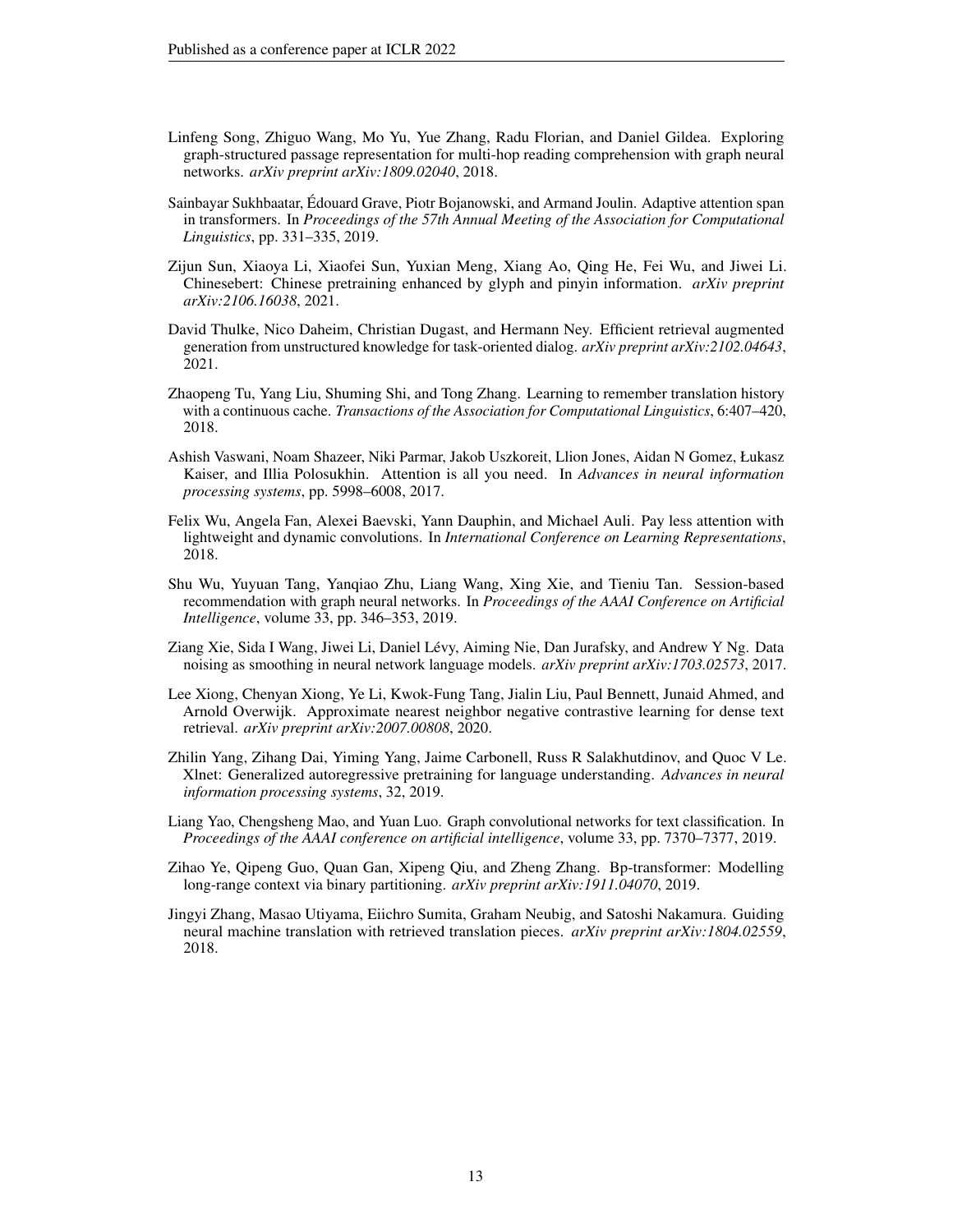Linfeng Song, Zhiguo Wang, Mo Yu, Yue Zhang, Radu Florian, and Daniel Gildea. Exploring graph-structured passage representation for multi-hop reading comprehension with graph neural networks. *arXiv preprint arXiv:1809.02040*, 2018.

Sainbayar Sukhbaatar, Édouard Grave, Piotr Bojanowski, and Armand Joulin. Adaptive attention span in transformers. In *Proceedings of the 57th Annual Meeting of the Association for Computational Linguistics*, pp. 331–335, 2019.

Zijun Sun, Xiaoya Li, Xiaofei Sun, Yuxian Meng, Xiang Ao, Qing He, Fei Wu, and Jiwei Li. Chinesebert: Chinese pretraining enhanced by glyph and pinyin information. *arXiv preprint arXiv:2106.16038*, 2021.

David Thulke, Nico Daheim, Christian Dugast, and Hermann Ney. Efficient retrieval augmented generation from unstructured knowledge for task-oriented dialog. *arXiv preprint arXiv:2102.04643*, 2021.

Zhaopeng Tu, Yang Liu, Shuming Shi, and Tong Zhang. Learning to remember translation history with a continuous cache. *Transactions of the Association for Computational Linguistics*, 6:407–420, 2018.

Ashish Vaswani, Noam Shazeer, Niki Parmar, Jakob Uszkoreit, Llion Jones, Aidan N Gomez, Łukasz Kaiser, and Illia Polosukhin. Attention is all you need. In *Advances in neural information processing systems*, pp. 5998–6008, 2017.

Felix Wu, Angela Fan, Alexei Baevski, Yann Dauphin, and Michael Auli. Pay less attention with lightweight and dynamic convolutions. In *International Conference on Learning Representations*, 2018.

Shu Wu, Yuyuan Tang, Yanqiao Zhu, Liang Wang, Xing Xie, and Tieniu Tan. Session-based recommendation with graph neural networks. In *Proceedings of the AAAI Conference on Artificial Intelligence*, volume 33, pp. 346–353, 2019.

Ziang Xie, Sida I Wang, Jiwei Li, Daniel Lévy, Aiming Nie, Dan Jurafsky, and Andrew Y Ng. Data noising as smoothing in neural network language models. *arXiv preprint arXiv:1703.02573*, 2017.

Lee Xiong, Chenyan Xiong, Ye Li, Kwok-Fung Tang, Jialin Liu, Paul Bennett, Junaid Ahmed, and Arnold Overwijk. Approximate nearest neighbor negative contrastive learning for dense text retrieval. *arXiv preprint arXiv:2007.00808*, 2020.

Zhilin Yang, Zihang Dai, Yiming Yang, Jaime Carbonell, Russ R Salakhutdinov, and Quoc V Le. Xlnet: Generalized autoregressive pretraining for language understanding. *Advances in neural information processing systems*, 32, 2019.

Liang Yao, Chengsheng Mao, and Yuan Luo. Graph convolutional networks for text classification. In *Proceedings of the AAAI conference on artificial intelligence*, volume 33, pp. 7370–7377, 2019.

Zihao Ye, Qipeng Guo, Quan Gan, Xipeng Qiu, and Zheng Zhang. Bp-transformer: Modelling long-range context via binary partitioning. *arXiv preprint arXiv:1911.04070*, 2019.

Jingyi Zhang, Masao Utiyama, Eiichro Sumita, Graham Neubig, and Satoshi Nakamura. Guiding neural machine translation with retrieved translation pieces. *arXiv preprint arXiv:1804.02559*, 2018.